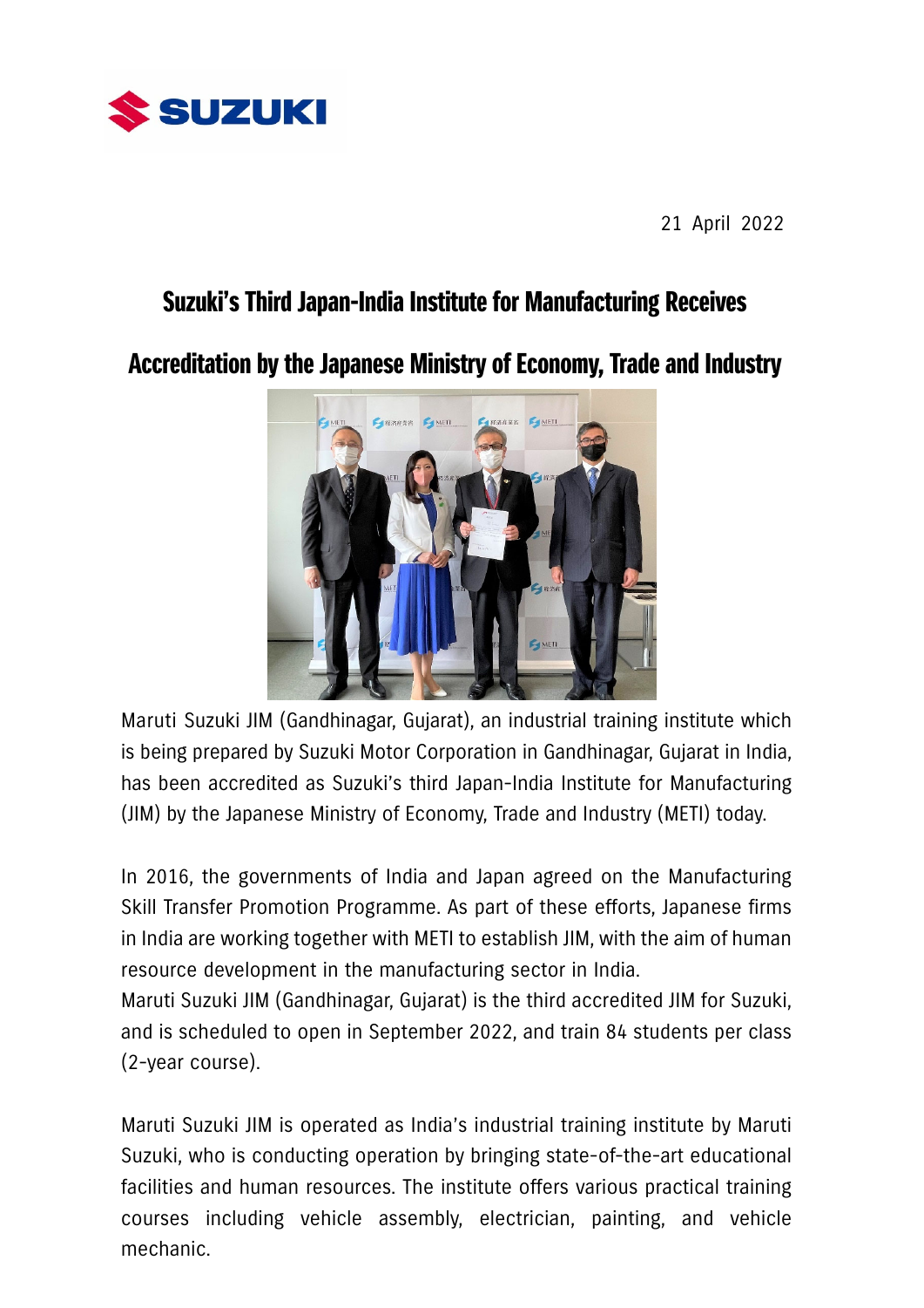SUZUKI

21 April 2022

# Suzuki's Third Japan-India Institute for Manufacturing Receives Accreditation by the Japanese Ministry of Economy, Trade and Industry

Maruti Suzuki JIM (Gandhinagar, Gujarat), an industrial training institute which is being prepared by Suzuki Motor Corporation in Gandhinagar, Gujarat in India, has been accredited as Suzuki's third Japan-India Institute for Manufacturing (JIM) by the Japanese Ministry of Economy, Trade and Industry (METI) today.

In 2016, the governments of India and Japan agreed on the Manufacturing Skill Transfer Promotion Programme. As part of these efforts, Japanese firms in India are working together with METI to establish JIM, with the aim of human resource development in the manufacturing sector in India.
Maruti Suzuki JIM (Gandhinagar, Gujarat) is the third accredited JIM for Suzuki, and is scheduled to open in September 2022, and train 84 students per class (2-year course).

Maruti Suzuki JIM is operated as India's industrial training institute by Maruti Suzuki, who is conducting operation by bringing state-of-the-art educational facilities and human resources. The institute offers various practical training courses including vehicle assembly, electrician, painting, and vehicle mechanic.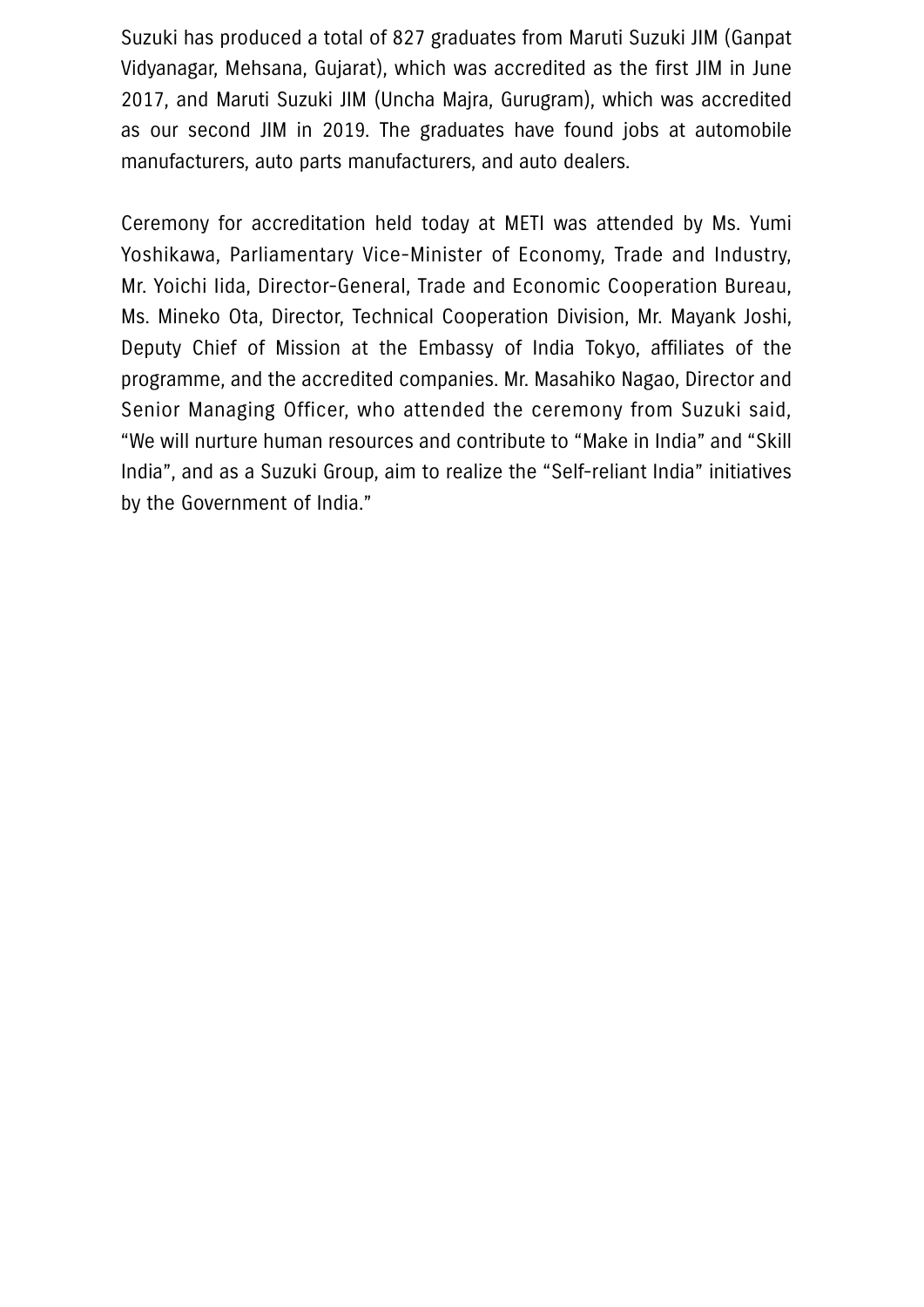Suzuki has produced a total of 827 graduates from Maruti Suzuki JIM (Ganpat Vidyanagar, Mehsana, Gujarat), which was accredited as the first JIM in June 2017, and Maruti Suzuki JIM (Uncha Majra, Gurugram), which was accredited as our second JIM in 2019. The graduates have found jobs at automobile manufacturers, auto parts manufacturers, and auto dealers.

Ceremony for accreditation held today at METI was attended by Ms. Yumi Yoshikawa, Parliamentary Vice-Minister of Economy, Trade and Industry, Mr. Yoichi Iida, Director-General, Trade and Economic Cooperation Bureau, Ms. Mineko Ota, Director, Technical Cooperation Division, Mr. Mayank Joshi, Deputy Chief of Mission at the Embassy of India Tokyo, affiliates of the programme, and the accredited companies. Mr. Masahiko Nagao, Director and Senior Managing Officer, who attended the ceremony from Suzuki said, "We will nurture human resources and contribute to "Make in India" and "Skill India", and as a Suzuki Group, aim to realize the "Self-reliant India" initiatives by the Government of India."